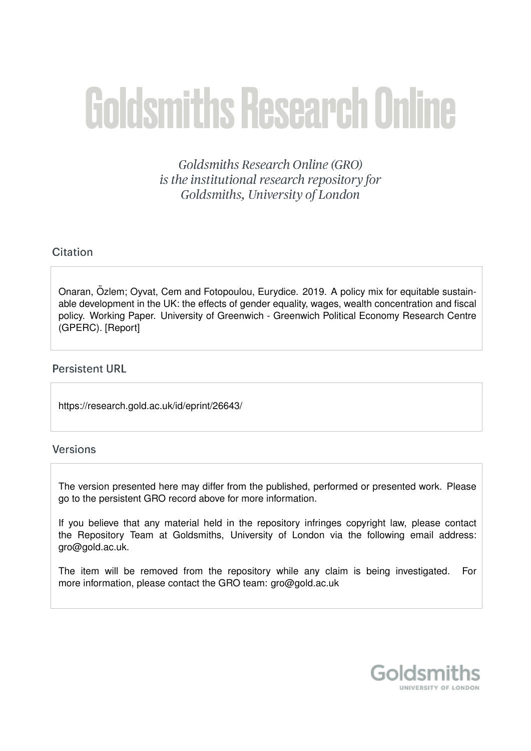# Goldsmiths Research Online

*Goldsmiths Research Online (GRO) is the institutional research repository for Goldsmiths, University of London*

## Citation

Onaran, Özlem; Oyvat, Cem and Fotopoulou, Eurydice. 2019. A policy mix for equitable sustainable development in the UK: the effects of gender equality, wages, wealth concentration and fiscal policy. Working Paper. University of Greenwich - Greenwich Political Economy Research Centre (GPERC). [Report]

## Persistent URL

https://research.gold.ac.uk/id/eprint/26643/

## Versions

The version presented here may differ from the published, performed or presented work. Please go to the persistent GRO record above for more information.

If you believe that any material held in the repository infringes copyright law, please contact the Repository Team at Goldsmiths, University of London via the following email address: gro@gold.ac.uk.

The item will be removed from the repository while any claim is being investigated. For more information, please contact the GRO team: gro@gold.ac.uk

Goldsmiths
UNIVERSITY OF LONDON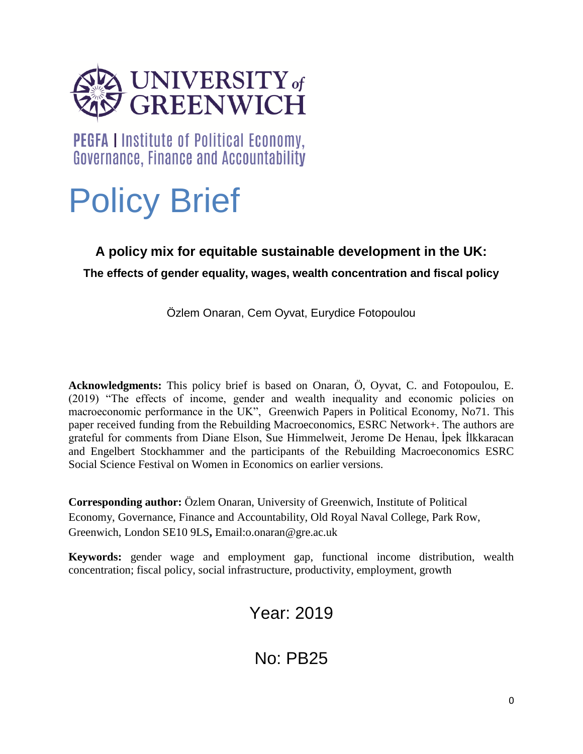UNIVERSITY of GREENWICH

PEGFA | Institute of Political Economy, Governance, Finance and Accountability

# Policy Brief

## A policy mix for equitable sustainable development in the UK:

### The effects of gender equality, wages, wealth concentration and fiscal policy

Özlem Onaran, Cem Oyvat, Eurydice Fotopoulou

**Acknowledgments:** This policy brief is based on Onaran, Ö, Oyvat, C. and Fotopoulou, E. (2019) "The effects of income, gender and wealth inequality and economic policies on macroeconomic performance in the UK", Greenwich Papers in Political Economy, No71. This paper received funding from the Rebuilding Macroeconomics, ESRC Network+. The authors are grateful for comments from Diane Elson, Sue Himmelweit, Jerome De Henau, İpek İlkkaracan and Engelbert Stockhammer and the participants of the Rebuilding Macroeconomics ESRC Social Science Festival on Women in Economics on earlier versions.

**Corresponding author:** Özlem Onaran, University of Greenwich, Institute of Political Economy, Governance, Finance and Accountability, Old Royal Naval College, Park Row, Greenwich, London SE10 9LS**,** Email:o.onaran@gre.ac.uk

**Keywords:** gender wage and employment gap, functional income distribution, wealth concentration; fiscal policy, social infrastructure, productivity, employment, growth

Year: 2019

No: PB25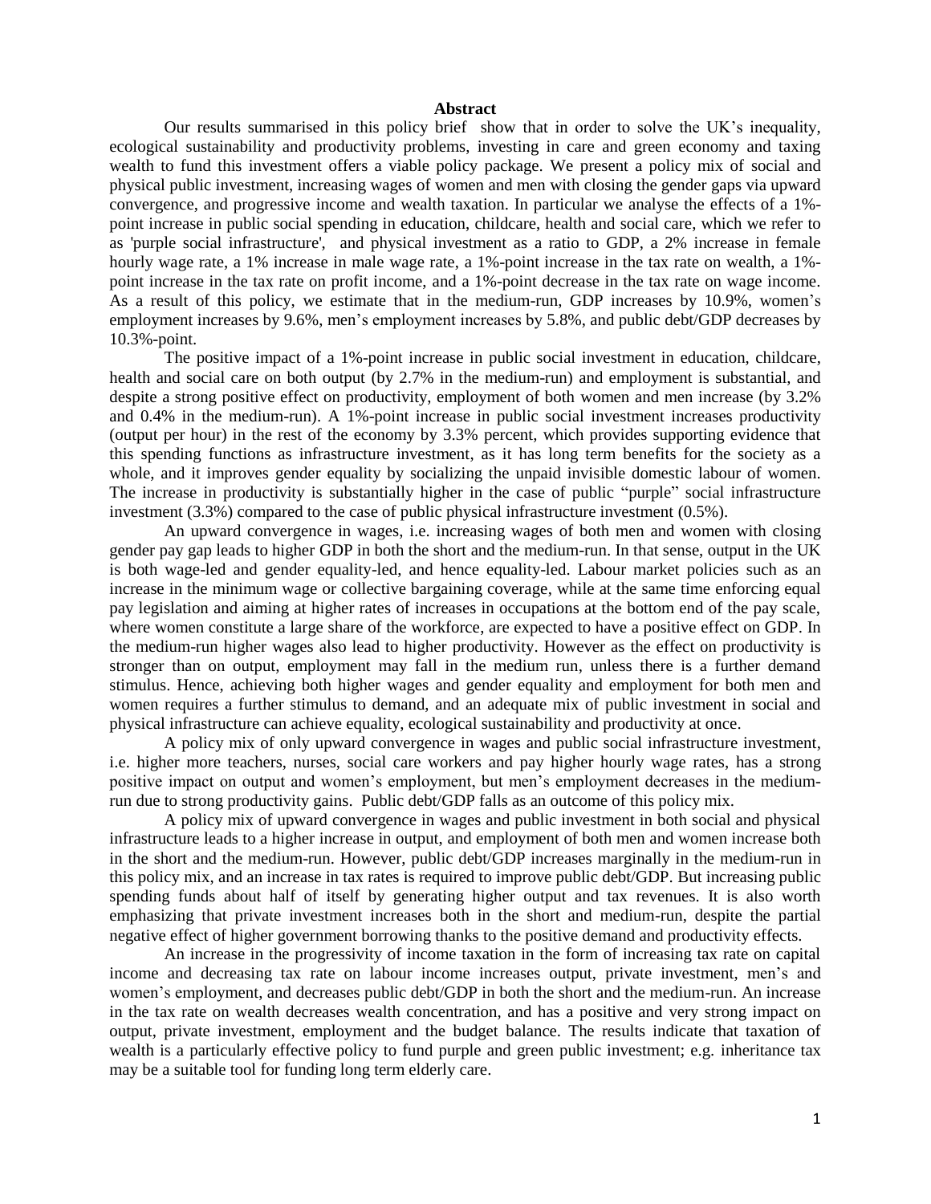# Abstract

Our results summarised in this policy brief show that in order to solve the UK's inequality, ecological sustainability and productivity problems, investing in care and green economy and taxing wealth to fund this investment offers a viable policy package. We present a policy mix of social and physical public investment, increasing wages of women and men with closing the gender gaps via upward convergence, and progressive income and wealth taxation. In particular we analyse the effects of a 1%-point increase in public social spending in education, childcare, health and social care, which we refer to as 'purple social infrastructure', and physical investment as a ratio to GDP, a 2% increase in female hourly wage rate, a 1% increase in male wage rate, a 1%-point increase in the tax rate on wealth, a 1%-point increase in the tax rate on profit income, and a 1%-point decrease in the tax rate on wage income. As a result of this policy, we estimate that in the medium-run, GDP increases by 10.9%, women's employment increases by 9.6%, men's employment increases by 5.8%, and public debt/GDP decreases by 10.3%-point.

The positive impact of a 1%-point increase in public social investment in education, childcare, health and social care on both output (by 2.7% in the medium-run) and employment is substantial, and despite a strong positive effect on productivity, employment of both women and men increase (by 3.2% and 0.4% in the medium-run). A 1%-point increase in public social investment increases productivity (output per hour) in the rest of the economy by 3.3% percent, which provides supporting evidence that this spending functions as infrastructure investment, as it has long term benefits for the society as a whole, and it improves gender equality by socializing the unpaid invisible domestic labour of women. The increase in productivity is substantially higher in the case of public "purple" social infrastructure investment (3.3%) compared to the case of public physical infrastructure investment (0.5%).

An upward convergence in wages, i.e. increasing wages of both men and women with closing gender pay gap leads to higher GDP in both the short and the medium-run. In that sense, output in the UK is both wage-led and gender equality-led, and hence equality-led. Labour market policies such as an increase in the minimum wage or collective bargaining coverage, while at the same time enforcing equal pay legislation and aiming at higher rates of increases in occupations at the bottom end of the pay scale, where women constitute a large share of the workforce, are expected to have a positive effect on GDP. In the medium-run higher wages also lead to higher productivity. However as the effect on productivity is stronger than on output, employment may fall in the medium run, unless there is a further demand stimulus. Hence, achieving both higher wages and gender equality and employment for both men and women requires a further stimulus to demand, and an adequate mix of public investment in social and physical infrastructure can achieve equality, ecological sustainability and productivity at once.

A policy mix of only upward convergence in wages and public social infrastructure investment, i.e. higher more teachers, nurses, social care workers and pay higher hourly wage rates, has a strong positive impact on output and women's employment, but men's employment decreases in the medium-run due to strong productivity gains. Public debt/GDP falls as an outcome of this policy mix.

A policy mix of upward convergence in wages and public investment in both social and physical infrastructure leads to a higher increase in output, and employment of both men and women increase both in the short and the medium-run. However, public debt/GDP increases marginally in the medium-run in this policy mix, and an increase in tax rates is required to improve public debt/GDP. But increasing public spending funds about half of itself by generating higher output and tax revenues. It is also worth emphasizing that private investment increases both in the short and medium-run, despite the partial negative effect of higher government borrowing thanks to the positive demand and productivity effects.

An increase in the progressivity of income taxation in the form of increasing tax rate on capital income and decreasing tax rate on labour income increases output, private investment, men's and women's employment, and decreases public debt/GDP in both the short and the medium-run. An increase in the tax rate on wealth decreases wealth concentration, and has a positive and very strong impact on output, private investment, employment and the budget balance. The results indicate that taxation of wealth is a particularly effective policy to fund purple and green public investment; e.g. inheritance tax may be a suitable tool for funding long term elderly care.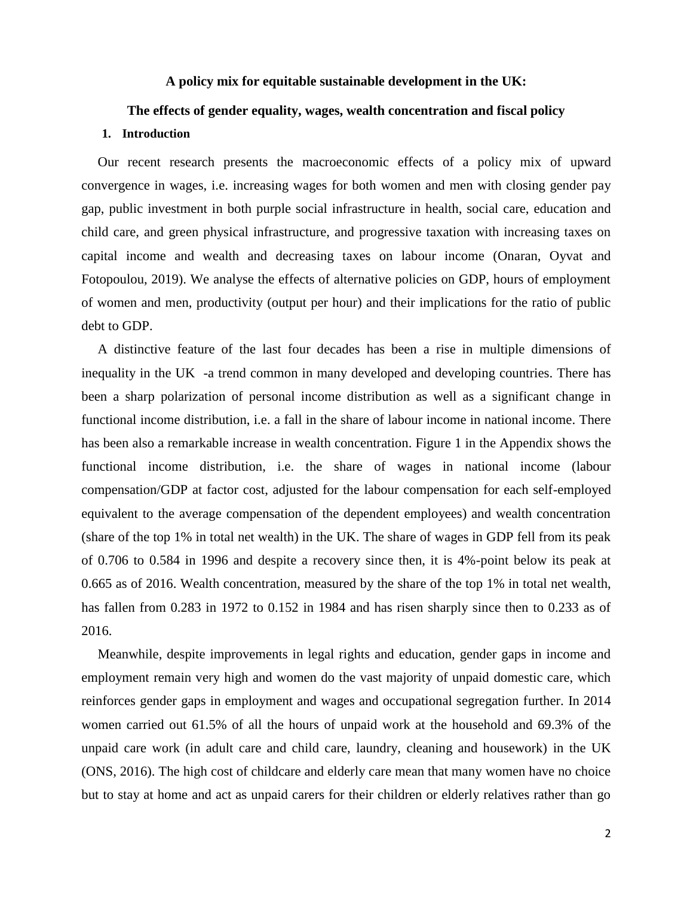**A policy mix for equitable sustainable development in the UK:**

**The effects of gender equality, wages, wealth concentration and fiscal policy**

## 1. Introduction

Our recent research presents the macroeconomic effects of a policy mix of upward convergence in wages, i.e. increasing wages for both women and men with closing gender pay gap, public investment in both purple social infrastructure in health, social care, education and child care, and green physical infrastructure, and progressive taxation with increasing taxes on capital income and wealth and decreasing taxes on labour income (Onaran, Oyvat and Fotopoulou, 2019). We analyse the effects of alternative policies on GDP, hours of employment of women and men, productivity (output per hour) and their implications for the ratio of public debt to GDP.

A distinctive feature of the last four decades has been a rise in multiple dimensions of inequality in the UK -a trend common in many developed and developing countries. There has been a sharp polarization of personal income distribution as well as a significant change in functional income distribution, i.e. a fall in the share of labour income in national income. There has been also a remarkable increase in wealth concentration. Figure 1 in the Appendix shows the functional income distribution, i.e. the share of wages in national income (labour compensation/GDP at factor cost, adjusted for the labour compensation for each self-employed equivalent to the average compensation of the dependent employees) and wealth concentration (share of the top 1% in total net wealth) in the UK. The share of wages in GDP fell from its peak of 0.706 to 0.584 in 1996 and despite a recovery since then, it is 4%-point below its peak at 0.665 as of 2016. Wealth concentration, measured by the share of the top 1% in total net wealth, has fallen from 0.283 in 1972 to 0.152 in 1984 and has risen sharply since then to 0.233 as of 2016.

Meanwhile, despite improvements in legal rights and education, gender gaps in income and employment remain very high and women do the vast majority of unpaid domestic care, which reinforces gender gaps in employment and wages and occupational segregation further. In 2014 women carried out 61.5% of all the hours of unpaid work at the household and 69.3% of the unpaid care work (in adult care and child care, laundry, cleaning and housework) in the UK (ONS, 2016). The high cost of childcare and elderly care mean that many women have no choice but to stay at home and act as unpaid carers for their children or elderly relatives rather than go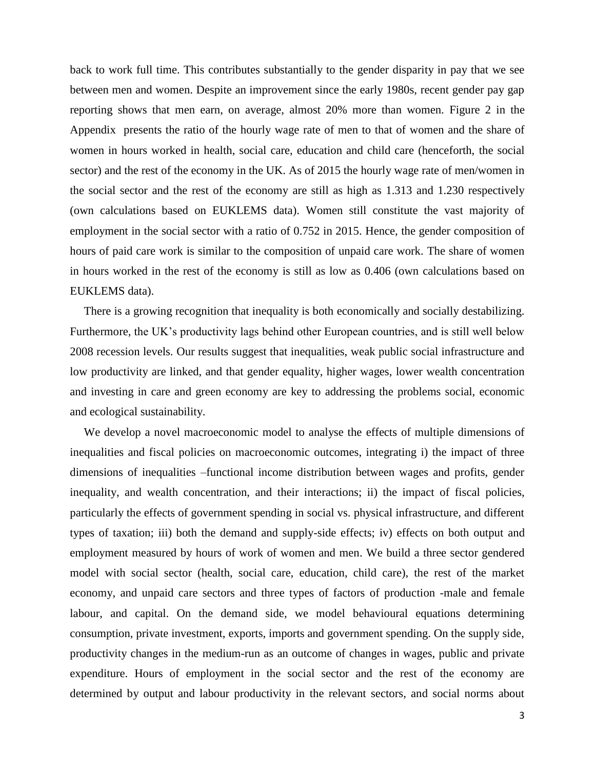back to work full time. This contributes substantially to the gender disparity in pay that we see between men and women. Despite an improvement since the early 1980s, recent gender pay gap reporting shows that men earn, on average, almost 20% more than women. Figure 2 in the Appendix presents the ratio of the hourly wage rate of men to that of women and the share of women in hours worked in health, social care, education and child care (henceforth, the social sector) and the rest of the economy in the UK. As of 2015 the hourly wage rate of men/women in the social sector and the rest of the economy are still as high as 1.313 and 1.230 respectively (own calculations based on EUKLEMS data). Women still constitute the vast majority of employment in the social sector with a ratio of 0.752 in 2015. Hence, the gender composition of hours of paid care work is similar to the composition of unpaid care work. The share of women in hours worked in the rest of the economy is still as low as 0.406 (own calculations based on EUKLEMS data).

There is a growing recognition that inequality is both economically and socially destabilizing. Furthermore, the UK's productivity lags behind other European countries, and is still well below 2008 recession levels. Our results suggest that inequalities, weak public social infrastructure and low productivity are linked, and that gender equality, higher wages, lower wealth concentration and investing in care and green economy are key to addressing the problems social, economic and ecological sustainability.

We develop a novel macroeconomic model to analyse the effects of multiple dimensions of inequalities and fiscal policies on macroeconomic outcomes, integrating i) the impact of three dimensions of inequalities –functional income distribution between wages and profits, gender inequality, and wealth concentration, and their interactions; ii) the impact of fiscal policies, particularly the effects of government spending in social vs. physical infrastructure, and different types of taxation; iii) both the demand and supply-side effects; iv) effects on both output and employment measured by hours of work of women and men. We build a three sector gendered model with social sector (health, social care, education, child care), the rest of the market economy, and unpaid care sectors and three types of factors of production -male and female labour, and capital. On the demand side, we model behavioural equations determining consumption, private investment, exports, imports and government spending. On the supply side, productivity changes in the medium-run as an outcome of changes in wages, public and private expenditure. Hours of employment in the social sector and the rest of the economy are determined by output and labour productivity in the relevant sectors, and social norms about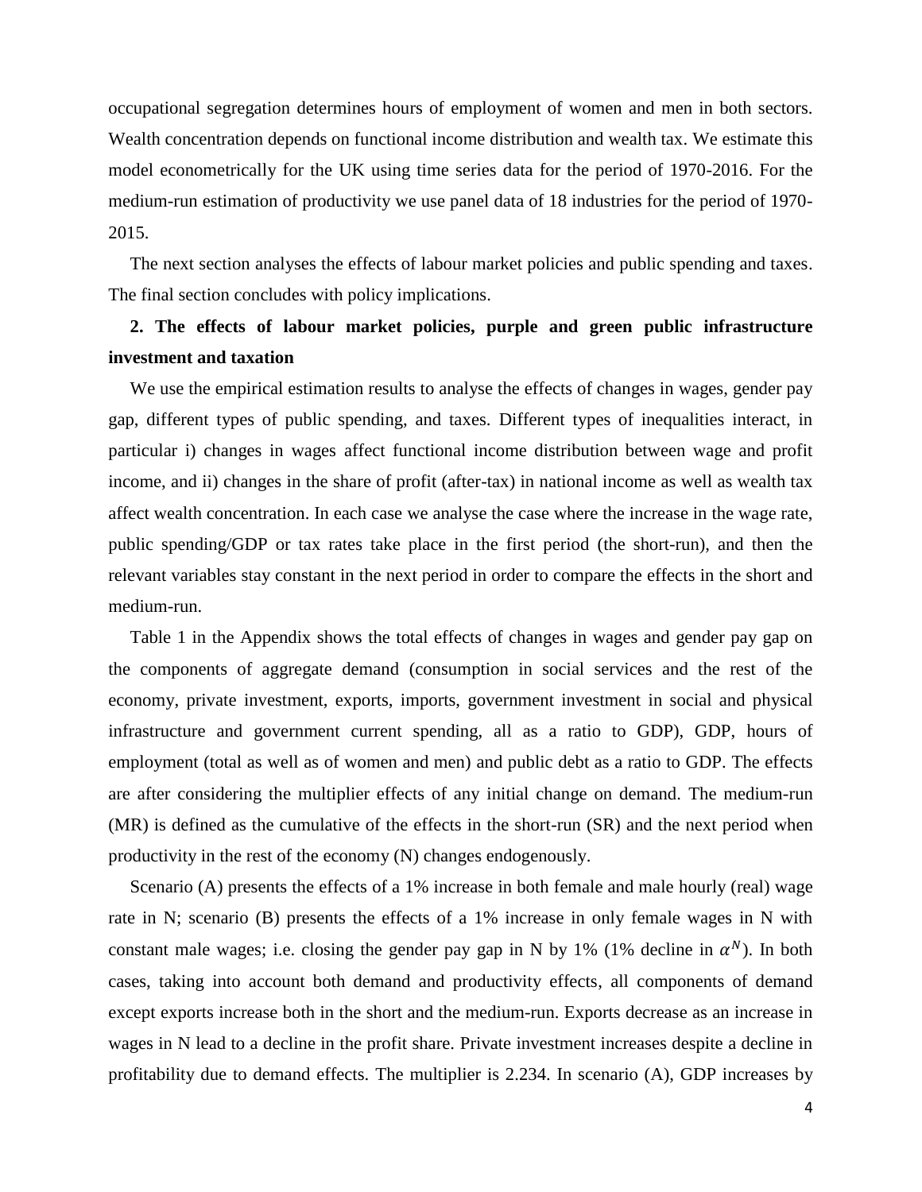occupational segregation determines hours of employment of women and men in both sectors. Wealth concentration depends on functional income distribution and wealth tax. We estimate this model econometrically for the UK using time series data for the period of 1970-2016. For the medium-run estimation of productivity we use panel data of 18 industries for the period of 1970-2015.

The next section analyses the effects of labour market policies and public spending and taxes. The final section concludes with policy implications.

## 2. The effects of labour market policies, purple and green public infrastructure investment and taxation

We use the empirical estimation results to analyse the effects of changes in wages, gender pay gap, different types of public spending, and taxes. Different types of inequalities interact, in particular i) changes in wages affect functional income distribution between wage and profit income, and ii) changes in the share of profit (after-tax) in national income as well as wealth tax affect wealth concentration. In each case we analyse the case where the increase in the wage rate, public spending/GDP or tax rates take place in the first period (the short-run), and then the relevant variables stay constant in the next period in order to compare the effects in the short and medium-run.

Table 1 in the Appendix shows the total effects of changes in wages and gender pay gap on the components of aggregate demand (consumption in social services and the rest of the economy, private investment, exports, imports, government investment in social and physical infrastructure and government current spending, all as a ratio to GDP), GDP, hours of employment (total as well as of women and men) and public debt as a ratio to GDP. The effects are after considering the multiplier effects of any initial change on demand. The medium-run (MR) is defined as the cumulative of the effects in the short-run (SR) and the next period when productivity in the rest of the economy (N) changes endogenously.

Scenario (A) presents the effects of a 1% increase in both female and male hourly (real) wage rate in N; scenario (B) presents the effects of a 1% increase in only female wages in N with constant male wages; i.e. closing the gender pay gap in N by 1% (1% decline in $\alpha^N$). In both cases, taking into account both demand and productivity effects, all components of demand except exports increase both in the short and the medium-run. Exports decrease as an increase in wages in N lead to a decline in the profit share. Private investment increases despite a decline in profitability due to demand effects. The multiplier is 2.234. In scenario (A), GDP increases by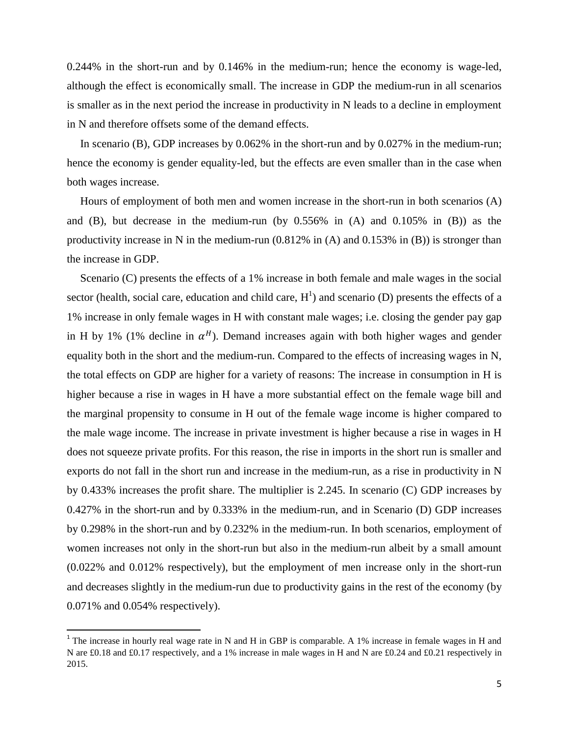0.244% in the short-run and by 0.146% in the medium-run; hence the economy is wage-led, although the effect is economically small. The increase in GDP the medium-run in all scenarios is smaller as in the next period the increase in productivity in N leads to a decline in employment in N and therefore offsets some of the demand effects.

In scenario (B), GDP increases by 0.062% in the short-run and by 0.027% in the medium-run; hence the economy is gender equality-led, but the effects are even smaller than in the case when both wages increase.

Hours of employment of both men and women increase in the short-run in both scenarios (A) and (B), but decrease in the medium-run (by 0.556% in (A) and 0.105% in (B)) as the productivity increase in N in the medium-run (0.812% in (A) and 0.153% in (B)) is stronger than the increase in GDP.

Scenario (C) presents the effects of a 1% increase in both female and male wages in the social sector (health, social care, education and child care, H[1]) and scenario (D) presents the effects of a 1% increase in only female wages in H with constant male wages; i.e. closing the gender pay gap in H by 1% (1% decline in $\alpha^H$). Demand increases again with both higher wages and gender equality both in the short and the medium-run. Compared to the effects of increasing wages in N, the total effects on GDP are higher for a variety of reasons: The increase in consumption in H is higher because a rise in wages in H have a more substantial effect on the female wage bill and the marginal propensity to consume in H out of the female wage income is higher compared to the male wage income. The increase in private investment is higher because a rise in wages in H does not squeeze private profits. For this reason, the rise in imports in the short run is smaller and exports do not fall in the short run and increase in the medium-run, as a rise in productivity in N by 0.433% increases the profit share. The multiplier is 2.245. In scenario (C) GDP increases by 0.427% in the short-run and by 0.333% in the medium-run, and in Scenario (D) GDP increases by 0.298% in the short-run and by 0.232% in the medium-run. In both scenarios, employment of women increases not only in the short-run but also in the medium-run albeit by a small amount (0.022% and 0.012% respectively), but the employment of men increase only in the short-run and decreases slightly in the medium-run due to productivity gains in the rest of the economy (by 0.071% and 0.054% respectively).

[1] The increase in hourly real wage rate in N and H in GBP is comparable. A 1% increase in female wages in H and N are £0.18 and £0.17 respectively, and a 1% increase in male wages in H and N are £0.24 and £0.21 respectively in 2015.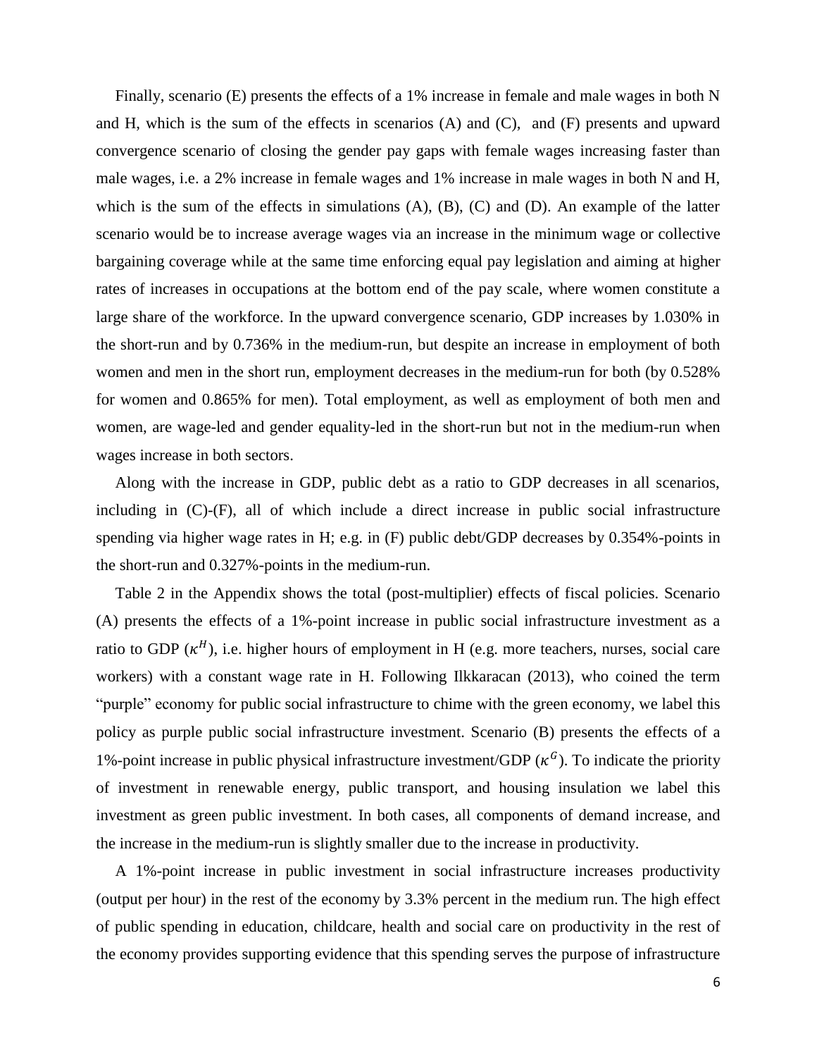Finally, scenario (E) presents the effects of a 1% increase in female and male wages in both N and H, which is the sum of the effects in scenarios (A) and (C), and (F) presents and upward convergence scenario of closing the gender pay gaps with female wages increasing faster than male wages, i.e. a 2% increase in female wages and 1% increase in male wages in both N and H, which is the sum of the effects in simulations (A), (B), (C) and (D). An example of the latter scenario would be to increase average wages via an increase in the minimum wage or collective bargaining coverage while at the same time enforcing equal pay legislation and aiming at higher rates of increases in occupations at the bottom end of the pay scale, where women constitute a large share of the workforce. In the upward convergence scenario, GDP increases by 1.030% in the short-run and by 0.736% in the medium-run, but despite an increase in employment of both women and men in the short run, employment decreases in the medium-run for both (by 0.528% for women and 0.865% for men). Total employment, as well as employment of both men and women, are wage-led and gender equality-led in the short-run but not in the medium-run when wages increase in both sectors.

Along with the increase in GDP, public debt as a ratio to GDP decreases in all scenarios, including in (C)-(F), all of which include a direct increase in public social infrastructure spending via higher wage rates in H; e.g. in (F) public debt/GDP decreases by 0.354%-points in the short-run and 0.327%-points in the medium-run.

Table 2 in the Appendix shows the total (post-multiplier) effects of fiscal policies. Scenario (A) presents the effects of a 1%-point increase in public social infrastructure investment as a ratio to GDP ($\kappa^H$), i.e. higher hours of employment in H (e.g. more teachers, nurses, social care workers) with a constant wage rate in H. Following Ilkkaracan (2013), who coined the term "purple" economy for public social infrastructure to chime with the green economy, we label this policy as purple public social infrastructure investment. Scenario (B) presents the effects of a 1%-point increase in public physical infrastructure investment/GDP ($\kappa^G$). To indicate the priority of investment in renewable energy, public transport, and housing insulation we label this investment as green public investment. In both cases, all components of demand increase, and the increase in the medium-run is slightly smaller due to the increase in productivity.

A 1%-point increase in public investment in social infrastructure increases productivity (output per hour) in the rest of the economy by 3.3% percent in the medium run. The high effect of public spending in education, childcare, health and social care on productivity in the rest of the economy provides supporting evidence that this spending serves the purpose of infrastructure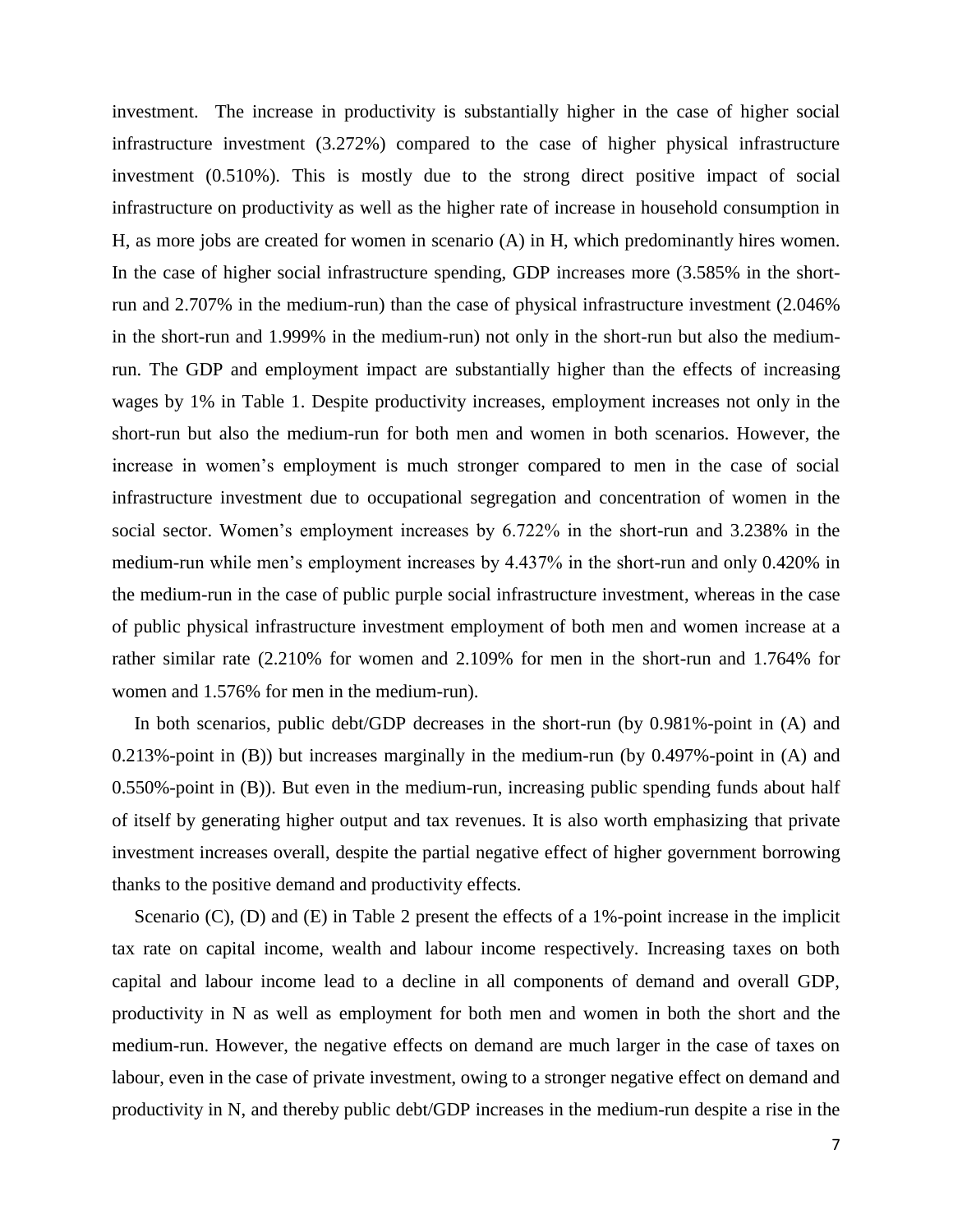investment. The increase in productivity is substantially higher in the case of higher social infrastructure investment (3.272%) compared to the case of higher physical infrastructure investment (0.510%). This is mostly due to the strong direct positive impact of social infrastructure on productivity as well as the higher rate of increase in household consumption in H, as more jobs are created for women in scenario (A) in H, which predominantly hires women. In the case of higher social infrastructure spending, GDP increases more (3.585% in the short-run and 2.707% in the medium-run) than the case of physical infrastructure investment (2.046% in the short-run and 1.999% in the medium-run) not only in the short-run but also the medium-run. The GDP and employment impact are substantially higher than the effects of increasing wages by 1% in Table 1. Despite productivity increases, employment increases not only in the short-run but also the medium-run for both men and women in both scenarios. However, the increase in women's employment is much stronger compared to men in the case of social infrastructure investment due to occupational segregation and concentration of women in the social sector. Women's employment increases by 6.722% in the short-run and 3.238% in the medium-run while men's employment increases by 4.437% in the short-run and only 0.420% in the medium-run in the case of public purple social infrastructure investment, whereas in the case of public physical infrastructure investment employment of both men and women increase at a rather similar rate (2.210% for women and 2.109% for men in the short-run and 1.764% for women and 1.576% for men in the medium-run).

In both scenarios, public debt/GDP decreases in the short-run (by 0.981%-point in (A) and 0.213%-point in (B)) but increases marginally in the medium-run (by 0.497%-point in (A) and 0.550%-point in (B)). But even in the medium-run, increasing public spending funds about half of itself by generating higher output and tax revenues. It is also worth emphasizing that private investment increases overall, despite the partial negative effect of higher government borrowing thanks to the positive demand and productivity effects.

Scenario (C), (D) and (E) in Table 2 present the effects of a 1%-point increase in the implicit tax rate on capital income, wealth and labour income respectively. Increasing taxes on both capital and labour income lead to a decline in all components of demand and overall GDP, productivity in N as well as employment for both men and women in both the short and the medium-run. However, the negative effects on demand are much larger in the case of taxes on labour, even in the case of private investment, owing to a stronger negative effect on demand and productivity in N, and thereby public debt/GDP increases in the medium-run despite a rise in the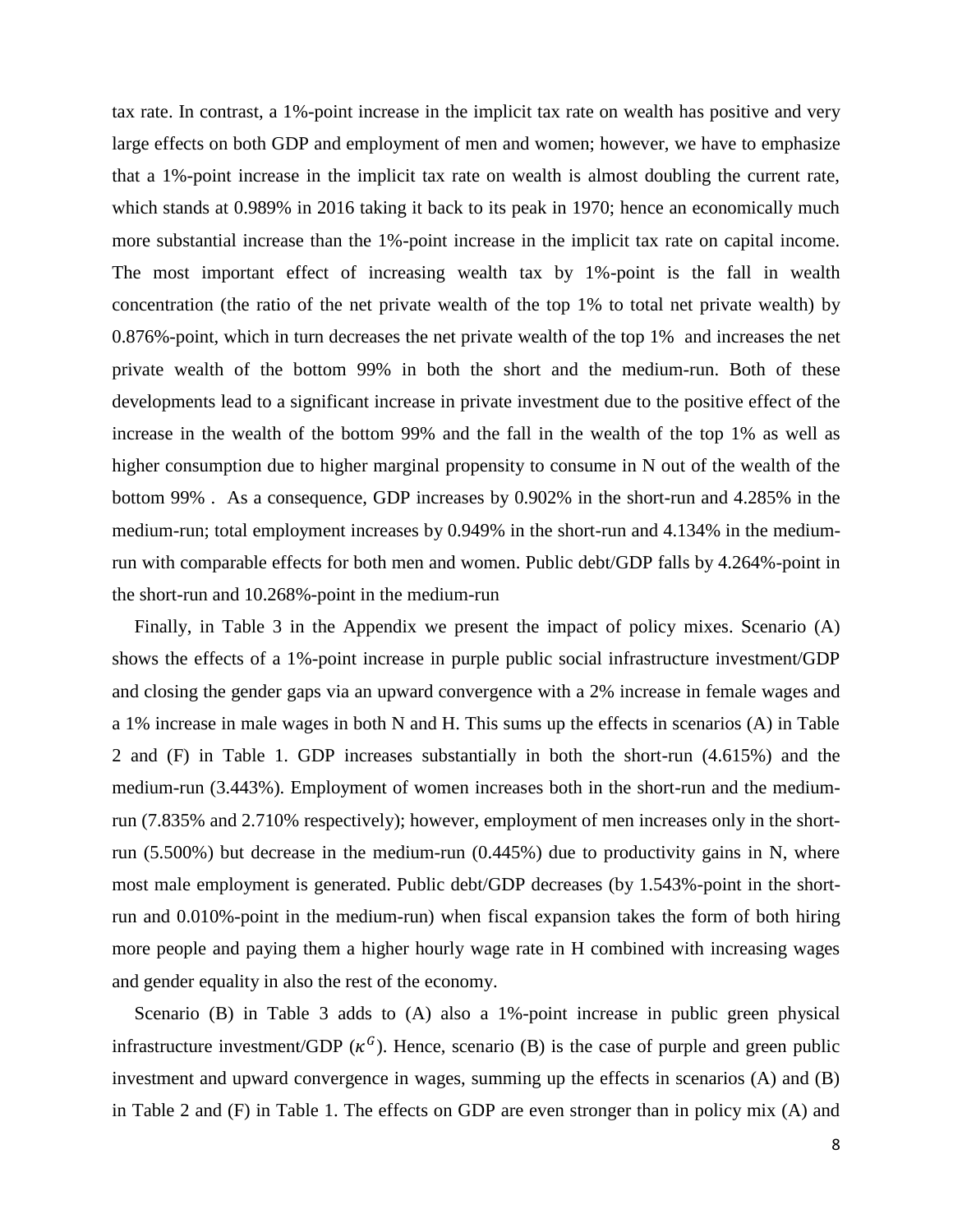tax rate. In contrast, a 1%-point increase in the implicit tax rate on wealth has positive and very large effects on both GDP and employment of men and women; however, we have to emphasize that a 1%-point increase in the implicit tax rate on wealth is almost doubling the current rate, which stands at 0.989% in 2016 taking it back to its peak in 1970; hence an economically much more substantial increase than the 1%-point increase in the implicit tax rate on capital income. The most important effect of increasing wealth tax by 1%-point is the fall in wealth concentration (the ratio of the net private wealth of the top 1% to total net private wealth) by 0.876%-point, which in turn decreases the net private wealth of the top 1% and increases the net private wealth of the bottom 99% in both the short and the medium-run. Both of these developments lead to a significant increase in private investment due to the positive effect of the increase in the wealth of the bottom 99% and the fall in the wealth of the top 1% as well as higher consumption due to higher marginal propensity to consume in N out of the wealth of the bottom 99% . As a consequence, GDP increases by 0.902% in the short-run and 4.285% in the medium-run; total employment increases by 0.949% in the short-run and 4.134% in the medium-run with comparable effects for both men and women. Public debt/GDP falls by 4.264%-point in the short-run and 10.268%-point in the medium-run

Finally, in Table 3 in the Appendix we present the impact of policy mixes. Scenario (A) shows the effects of a 1%-point increase in purple public social infrastructure investment/GDP and closing the gender gaps via an upward convergence with a 2% increase in female wages and a 1% increase in male wages in both N and H. This sums up the effects in scenarios (A) in Table 2 and (F) in Table 1. GDP increases substantially in both the short-run (4.615%) and the medium-run (3.443%). Employment of women increases both in the short-run and the medium-run (7.835% and 2.710% respectively); however, employment of men increases only in the short-run (5.500%) but decrease in the medium-run (0.445%) due to productivity gains in N, where most male employment is generated. Public debt/GDP decreases (by 1.543%-point in the short-run and 0.010%-point in the medium-run) when fiscal expansion takes the form of both hiring more people and paying them a higher hourly wage rate in H combined with increasing wages and gender equality in also the rest of the economy.

Scenario (B) in Table 3 adds to (A) also a 1%-point increase in public green physical infrastructure investment/GDP ($\kappa^G$). Hence, scenario (B) is the case of purple and green public investment and upward convergence in wages, summing up the effects in scenarios (A) and (B) in Table 2 and (F) in Table 1. The effects on GDP are even stronger than in policy mix (A) and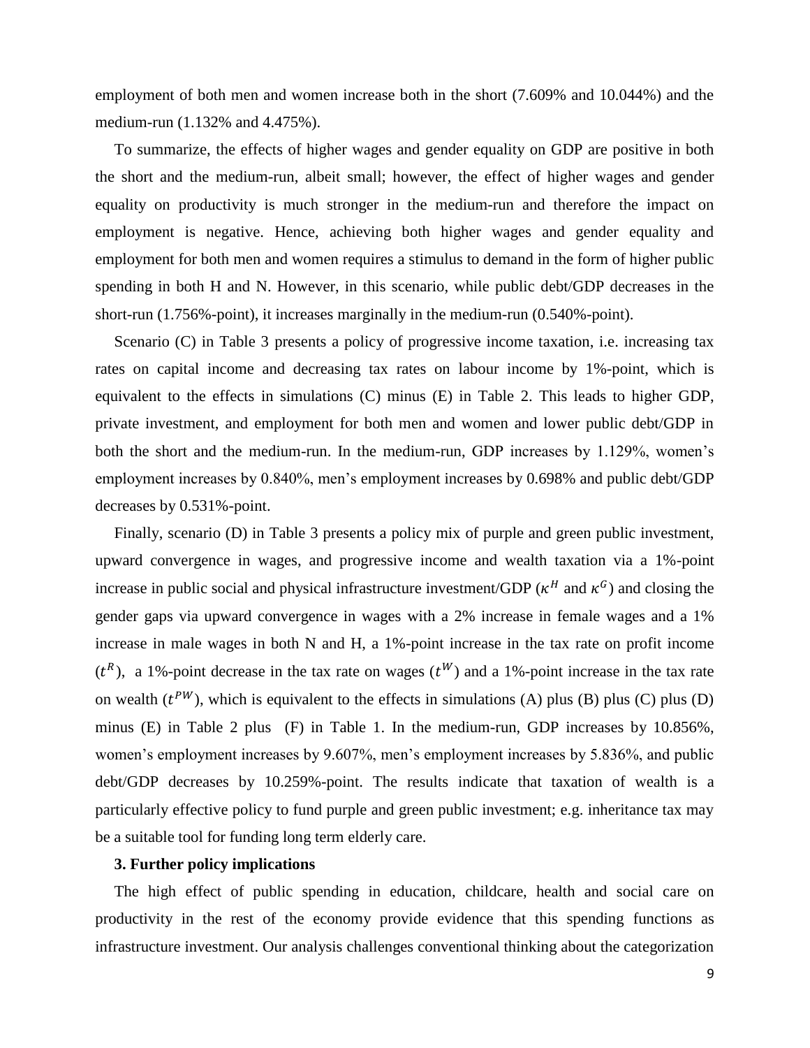employment of both men and women increase both in the short (7.609% and 10.044%) and the medium-run (1.132% and 4.475%).

To summarize, the effects of higher wages and gender equality on GDP are positive in both the short and the medium-run, albeit small; however, the effect of higher wages and gender equality on productivity is much stronger in the medium-run and therefore the impact on employment is negative. Hence, achieving both higher wages and gender equality and employment for both men and women requires a stimulus to demand in the form of higher public spending in both H and N. However, in this scenario, while public debt/GDP decreases in the short-run (1.756%-point), it increases marginally in the medium-run (0.540%-point).

Scenario (C) in Table 3 presents a policy of progressive income taxation, i.e. increasing tax rates on capital income and decreasing tax rates on labour income by 1%-point, which is equivalent to the effects in simulations (C) minus (E) in Table 2. This leads to higher GDP, private investment, and employment for both men and women and lower public debt/GDP in both the short and the medium-run. In the medium-run, GDP increases by 1.129%, women's employment increases by 0.840%, men's employment increases by 0.698% and public debt/GDP decreases by 0.531%-point.

Finally, scenario (D) in Table 3 presents a policy mix of purple and green public investment, upward convergence in wages, and progressive income and wealth taxation via a 1%-point increase in public social and physical infrastructure investment/GDP ($\kappa^H$ and $\kappa^G$) and closing the gender gaps via upward convergence in wages with a 2% increase in female wages and a 1% increase in male wages in both N and H, a 1%-point increase in the tax rate on profit income ($t^R$), a 1%-point decrease in the tax rate on wages ($t^W$) and a 1%-point increase in the tax rate on wealth ($t^{PW}$), which is equivalent to the effects in simulations (A) plus (B) plus (C) plus (D) minus (E) in Table 2 plus (F) in Table 1. In the medium-run, GDP increases by 10.856%, women's employment increases by 9.607%, men's employment increases by 5.836%, and public debt/GDP decreases by 10.259%-point. The results indicate that taxation of wealth is a particularly effective policy to fund purple and green public investment; e.g. inheritance tax may be a suitable tool for funding long term elderly care.

### 3. Further policy implications

The high effect of public spending in education, childcare, health and social care on productivity in the rest of the economy provide evidence that this spending functions as infrastructure investment. Our analysis challenges conventional thinking about the categorization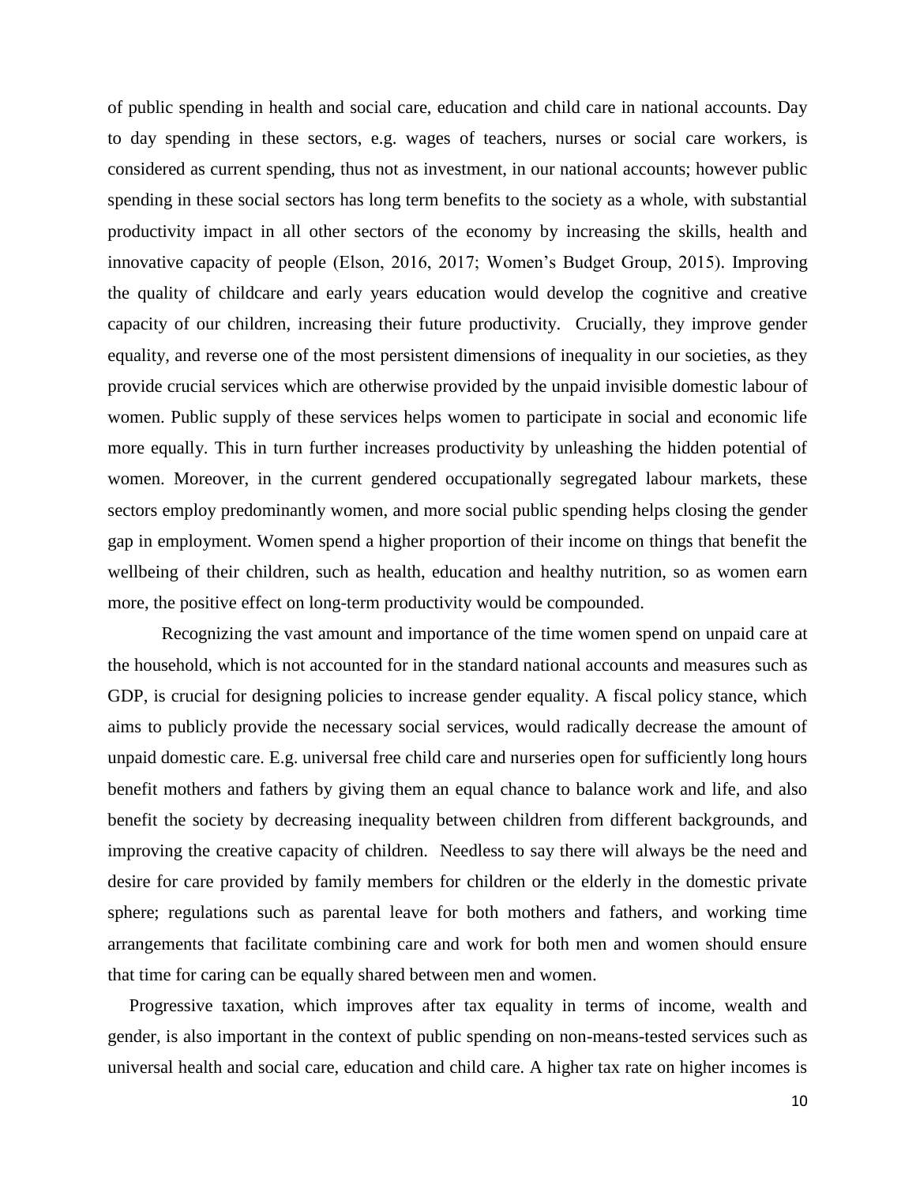of public spending in health and social care, education and child care in national accounts. Day to day spending in these sectors, e.g. wages of teachers, nurses or social care workers, is considered as current spending, thus not as investment, in our national accounts; however public spending in these social sectors has long term benefits to the society as a whole, with substantial productivity impact in all other sectors of the economy by increasing the skills, health and innovative capacity of people (Elson, 2016, 2017; Women's Budget Group, 2015). Improving the quality of childcare and early years education would develop the cognitive and creative capacity of our children, increasing their future productivity. Crucially, they improve gender equality, and reverse one of the most persistent dimensions of inequality in our societies, as they provide crucial services which are otherwise provided by the unpaid invisible domestic labour of women. Public supply of these services helps women to participate in social and economic life more equally. This in turn further increases productivity by unleashing the hidden potential of women. Moreover, in the current gendered occupationally segregated labour markets, these sectors employ predominantly women, and more social public spending helps closing the gender gap in employment. Women spend a higher proportion of their income on things that benefit the wellbeing of their children, such as health, education and healthy nutrition, so as women earn more, the positive effect on long-term productivity would be compounded.

Recognizing the vast amount and importance of the time women spend on unpaid care at the household, which is not accounted for in the standard national accounts and measures such as GDP, is crucial for designing policies to increase gender equality. A fiscal policy stance, which aims to publicly provide the necessary social services, would radically decrease the amount of unpaid domestic care. E.g. universal free child care and nurseries open for sufficiently long hours benefit mothers and fathers by giving them an equal chance to balance work and life, and also benefit the society by decreasing inequality between children from different backgrounds, and improving the creative capacity of children. Needless to say there will always be the need and desire for care provided by family members for children or the elderly in the domestic private sphere; regulations such as parental leave for both mothers and fathers, and working time arrangements that facilitate combining care and work for both men and women should ensure that time for caring can be equally shared between men and women.

Progressive taxation, which improves after tax equality in terms of income, wealth and gender, is also important in the context of public spending on non-means-tested services such as universal health and social care, education and child care. A higher tax rate on higher incomes is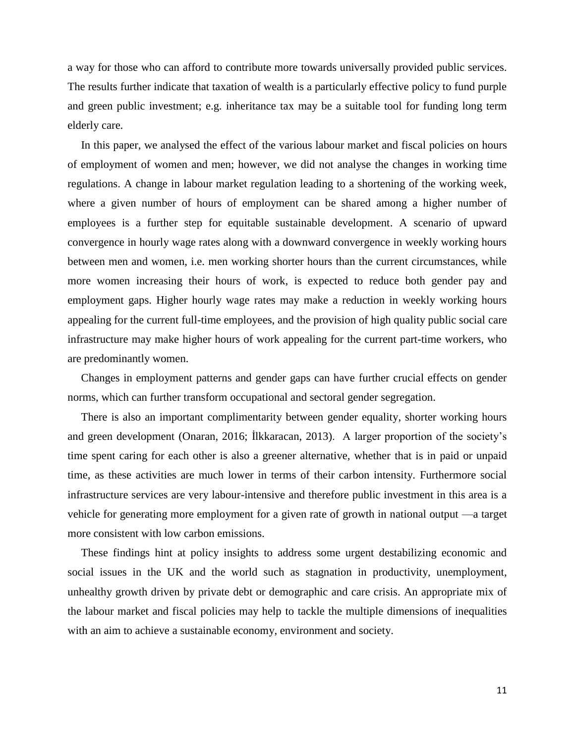a way for those who can afford to contribute more towards universally provided public services. The results further indicate that taxation of wealth is a particularly effective policy to fund purple and green public investment; e.g. inheritance tax may be a suitable tool for funding long term elderly care.

In this paper, we analysed the effect of the various labour market and fiscal policies on hours of employment of women and men; however, we did not analyse the changes in working time regulations. A change in labour market regulation leading to a shortening of the working week, where a given number of hours of employment can be shared among a higher number of employees is a further step for equitable sustainable development. A scenario of upward convergence in hourly wage rates along with a downward convergence in weekly working hours between men and women, i.e. men working shorter hours than the current circumstances, while more women increasing their hours of work, is expected to reduce both gender pay and employment gaps. Higher hourly wage rates may make a reduction in weekly working hours appealing for the current full-time employees, and the provision of high quality public social care infrastructure may make higher hours of work appealing for the current part-time workers, who are predominantly women.

Changes in employment patterns and gender gaps can have further crucial effects on gender norms, which can further transform occupational and sectoral gender segregation.

There is also an important complimentarity between gender equality, shorter working hours and green development (Onaran, 2016; İlkkaracan, 2013). A larger proportion of the society's time spent caring for each other is also a greener alternative, whether that is in paid or unpaid time, as these activities are much lower in terms of their carbon intensity. Furthermore social infrastructure services are very labour-intensive and therefore public investment in this area is a vehicle for generating more employment for a given rate of growth in national output —a target more consistent with low carbon emissions.

These findings hint at policy insights to address some urgent destabilizing economic and social issues in the UK and the world such as stagnation in productivity, unemployment, unhealthy growth driven by private debt or demographic and care crisis. An appropriate mix of the labour market and fiscal policies may help to tackle the multiple dimensions of inequalities with an aim to achieve a sustainable economy, environment and society.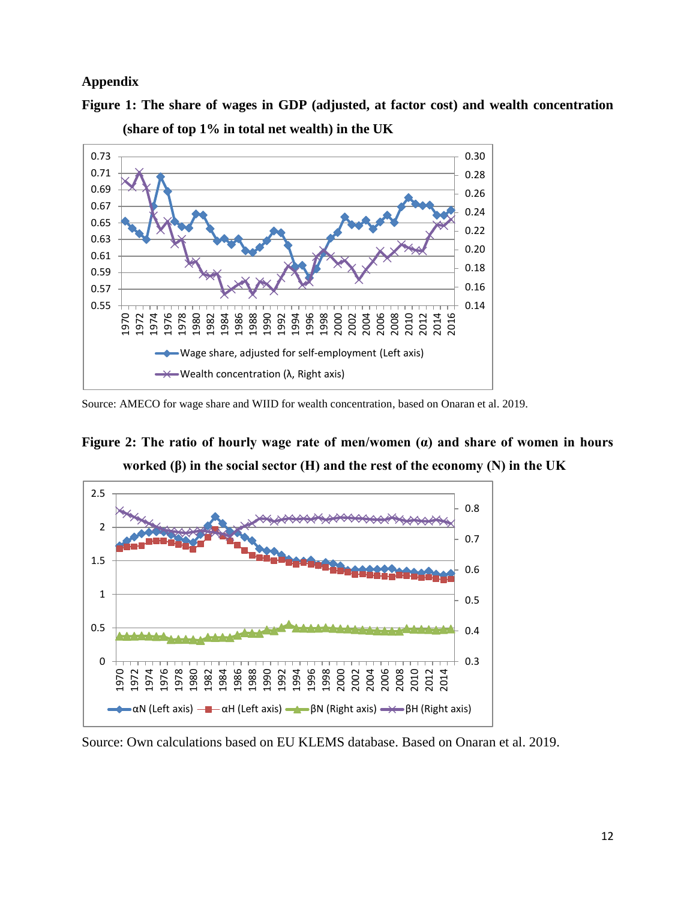## Appendix

**Figure 1: The share of wages in GDP (adjusted, at factor cost) and wealth concentration (share of top 1% in total net wealth) in the UK**

Source: AMECO for wage share and WIID for wealth concentration, based on Onaran et al. 2019.

**Figure 2: The ratio of hourly wage rate of men/women (α) and share of women in hours worked (β) in the social sector (H) and the rest of the economy (N) in the UK**

Source: Own calculations based on EU KLEMS database. Based on Onaran et al. 2019.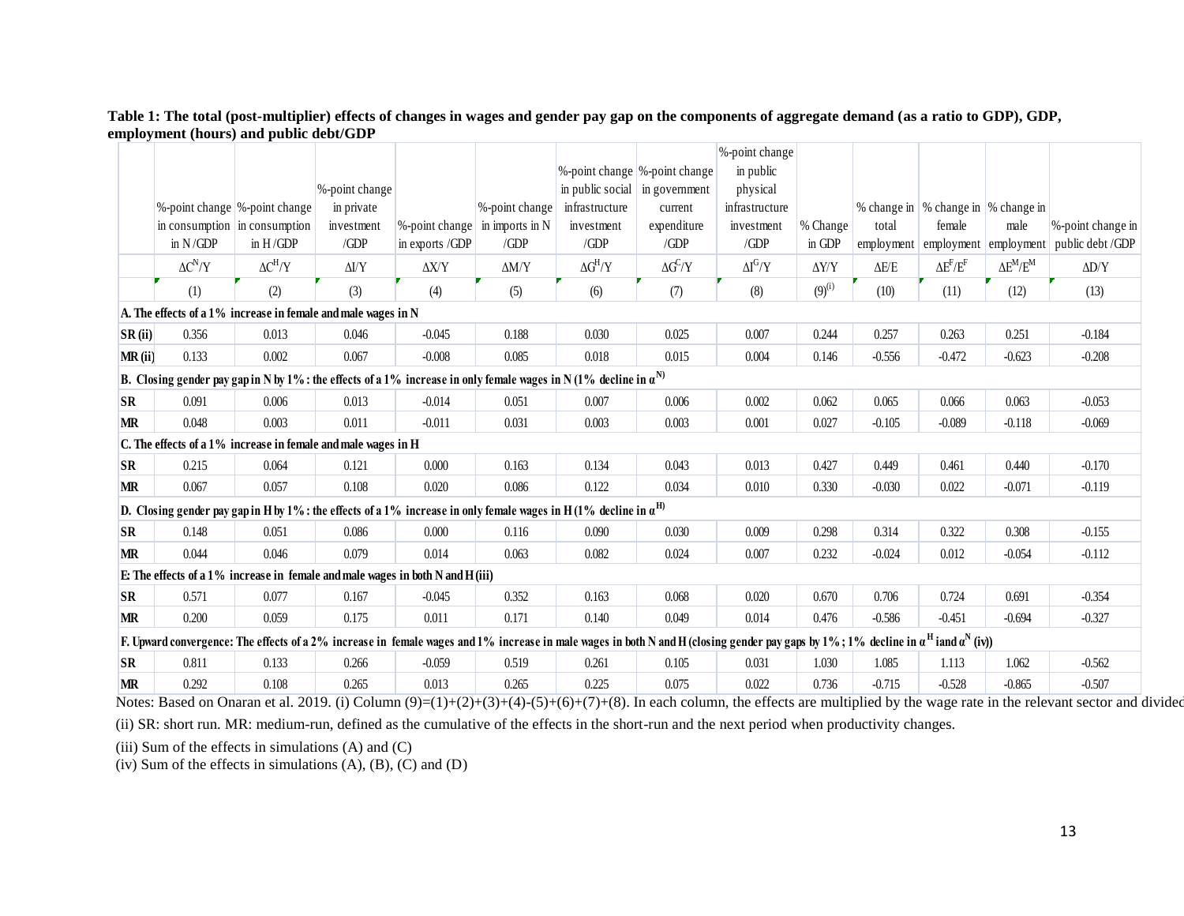**Table 1: The total (post-multiplier) effects of changes in wages and gender pay gap on the components of aggregate demand (as a ratio to GDP), GDP, employment (hours) and public debt/GDP**

| | %-point change in consumption in N /GDP | %-point change in consumption in H /GDP | %-point change in private investment /GDP | %-point change in exports /GDP | %-point change in imports in N /GDP | %-point change in public social infrastructure investment /GDP | %-point change in government current expenditure /GDP | %-point change in public physical infrastructure investment /GDP | % Change in GDP | % change in total employment | % change in female employment | % change in male employment | %-point change in public debt /GDP |
|---|---|---|---|---|---|---|---|---|---|---|---|---|---|
| | $\Delta C^N/Y$ | $\Delta C^H/Y$ | $\Delta I/Y$ | $\Delta X/Y$ | $\Delta M/Y$ | $\Delta G^H/Y$ | $\Delta G^C/Y$ | $\Delta I^G/Y$ | $\Delta Y/Y$ | $\Delta E/E$ | $\Delta E^F/E^F$ | $\Delta E^M/E^M$ | $\Delta D/Y$ |
| | (1) | (2) | (3) | (4) | (5) | (6) | (7) | (8) | (9)[(i)] | (10) | (11) | (12) | (13) |
| **A. The effects of a 1% increase in female and male wages in N** | | | | | | | | | | | | | |
| **SR (ii)** | 0.356 | 0.013 | 0.046 | -0.045 | 0.188 | 0.030 | 0.025 | 0.007 | 0.244 | 0.257 | 0.263 | 0.251 | -0.184 |
| **MR (ii)** | 0.133 | 0.002 | 0.067 | -0.008 | 0.085 | 0.018 | 0.015 | 0.004 | 0.146 | -0.556 | -0.472 | -0.623 | -0.208 |
| **B. Closing gender pay gap in N by 1%: the effects of a 1% increase in only female wages in N (1% decline in $\alpha^N$)** | | | | | | | | | | | | | |
| **SR** | 0.091 | 0.006 | 0.013 | -0.014 | 0.051 | 0.007 | 0.006 | 0.002 | 0.062 | 0.065 | 0.066 | 0.063 | -0.053 |
| **MR** | 0.048 | 0.003 | 0.011 | -0.011 | 0.031 | 0.003 | 0.003 | 0.001 | 0.027 | -0.105 | -0.089 | -0.118 | -0.069 |
| **C. The effects of a 1% increase in female and male wages in H** | | | | | | | | | | | | | |
| **SR** | 0.215 | 0.064 | 0.121 | 0.000 | 0.163 | 0.134 | 0.043 | 0.013 | 0.427 | 0.449 | 0.461 | 0.440 | -0.170 |
| **MR** | 0.067 | 0.057 | 0.108 | 0.020 | 0.086 | 0.122 | 0.034 | 0.010 | 0.330 | -0.030 | 0.022 | -0.071 | -0.119 |
| **D. Closing gender pay gap in H by 1%: the effects of a 1% increase in only female wages in H (1% decline in $\alpha^H$)** | | | | | | | | | | | | | |
| **SR** | 0.148 | 0.051 | 0.086 | 0.000 | 0.116 | 0.090 | 0.030 | 0.009 | 0.298 | 0.314 | 0.322 | 0.308 | -0.155 |
| **MR** | 0.044 | 0.046 | 0.079 | 0.014 | 0.063 | 0.082 | 0.024 | 0.007 | 0.232 | -0.024 | 0.012 | -0.054 | -0.112 |
| **E: The effects of a 1% increase in female and male wages in both N and H (iii)** | | | | | | | | | | | | | |
| **SR** | 0.571 | 0.077 | 0.167 | -0.045 | 0.352 | 0.163 | 0.068 | 0.020 | 0.670 | 0.706 | 0.724 | 0.691 | -0.354 |
| **MR** | 0.200 | 0.059 | 0.175 | 0.011 | 0.171 | 0.140 | 0.049 | 0.014 | 0.476 | -0.586 | -0.451 | -0.694 | -0.327 |
| **F. Upward convergence: The effects of a 2% increase in female wages and 1% increase in male wages in both N and H (closing gender pay gaps by 1%; 1% decline in $\alpha^H$ and $\alpha^N$ (iv))** | | | | | | | | | | | | | |
| **SR** | 0.811 | 0.133 | 0.266 | -0.059 | 0.519 | 0.261 | 0.105 | 0.031 | 1.030 | 1.085 | 1.113 | 1.062 | -0.562 |
| **MR** | 0.292 | 0.108 | 0.265 | 0.013 | 0.265 | 0.225 | 0.075 | 0.022 | 0.736 | -0.715 | -0.528 | -0.865 | -0.507 |

Notes: Based on Onaran et al. 2019. (i) Column (9)=(1)+(2)+(3)+(4)-(5)+(6)+(7)+(8). In each column, the effects are multiplied by the wage rate in the relevant sector and divided

(ii) SR: short run. MR: medium-run, defined as the cumulative of the effects in the short-run and the next period when productivity changes.

(iii) Sum of the effects in simulations (A) and (C)

(iv) Sum of the effects in simulations (A), (B), (C) and (D)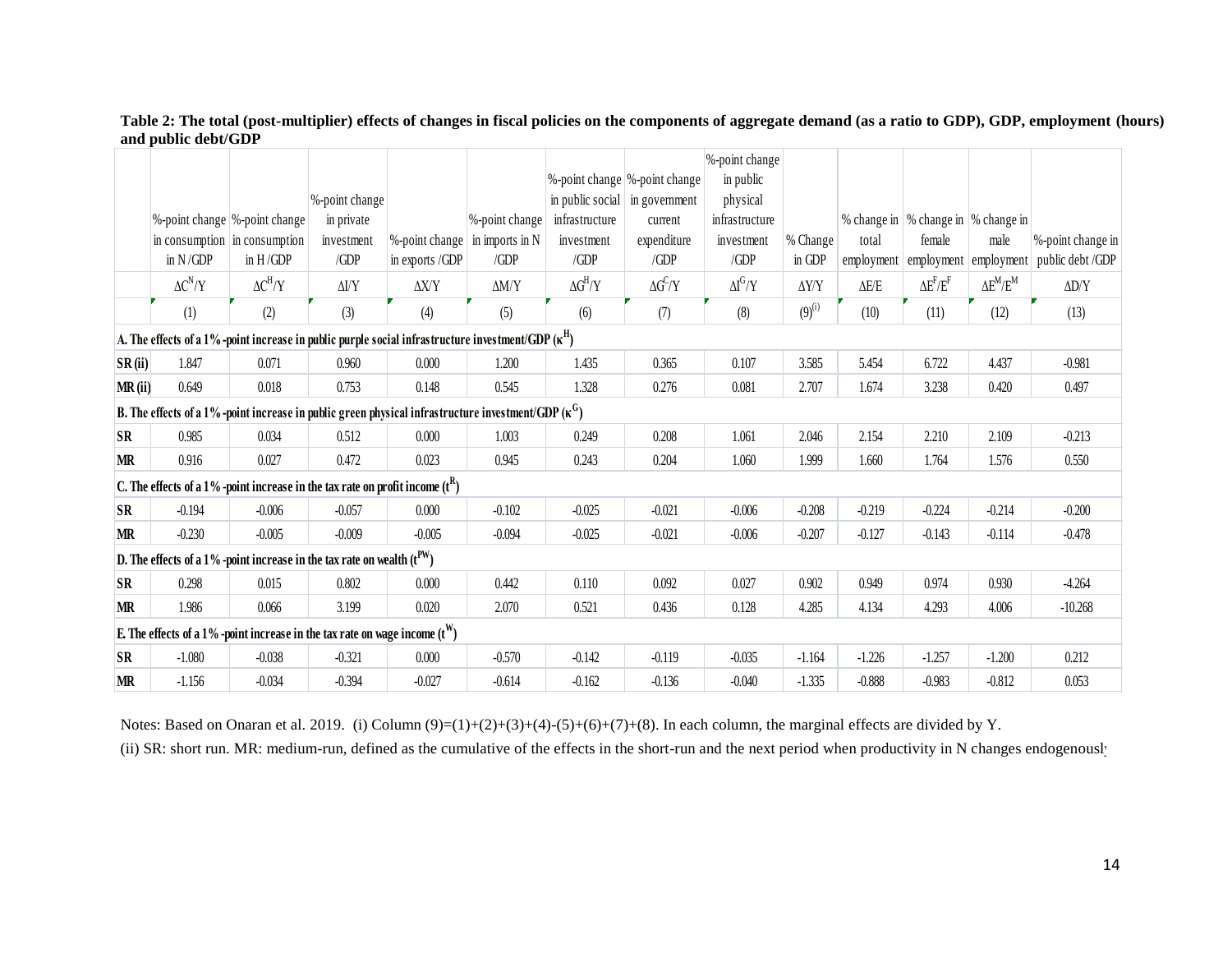**Table 2: The total (post-multiplier) effects of changes in fiscal policies on the components of aggregate demand (as a ratio to GDP), GDP, employment (hours) and public debt/GDP**

| | %-point change in consumption in N /GDP | %-point change in consumption in H /GDP | %-point change in private investment /GDP | %-point change in exports /GDP | %-point change in imports in N /GDP | %-point change in public social infrastructure investment /GDP | %-point change in government current expenditure /GDP | %-point change in public physical infrastructure investment /GDP | % Change in GDP | % change in total employment | % change in female employment | % change in male employment | %-point change in public debt /GDP |
|---|---|---|---|---|---|---|---|---|---|---|---|---|---|
| | $\Delta C^N/Y$ | $\Delta C^H/Y$ | $\Delta I/Y$ | $\Delta X/Y$ | $\Delta M/Y$ | $\Delta G^H/Y$ | $\Delta G^C/Y$ | $\Delta I^G/Y$ | $\Delta Y/Y$ | $\Delta E/E$ | $\Delta E^F/E^F$ | $\Delta E^M/E^M$ | $\Delta D/Y$ |
| | (1) | (2) | (3) | (4) | (5) | (6) | (7) | (8) | (9)[(i)] | (10) | (11) | (12) | (13) |
| **A. The effects of a 1%-point increase in public purple social infrastructure investment/GDP ($\kappa^H$)** | | | | | | | | | | | | | |
| **SR (ii)** | 1.847 | 0.071 | 0.960 | 0.000 | 1.200 | 1.435 | 0.365 | 0.107 | 3.585 | 5.454 | 6.722 | 4.437 | -0.981 |
| **MR (ii)** | 0.649 | 0.018 | 0.753 | 0.148 | 0.545 | 1.328 | 0.276 | 0.081 | 2.707 | 1.674 | 3.238 | 0.420 | 0.497 |
| **B. The effects of a 1%-point increase in public green physical infrastructure investment/GDP ($\kappa^G$)** | | | | | | | | | | | | | |
| **SR** | 0.985 | 0.034 | 0.512 | 0.000 | 1.003 | 0.249 | 0.208 | 1.061 | 2.046 | 2.154 | 2.210 | 2.109 | -0.213 |
| **MR** | 0.916 | 0.027 | 0.472 | 0.023 | 0.945 | 0.243 | 0.204 | 1.060 | 1.999 | 1.660 | 1.764 | 1.576 | 0.550 |
| **C. The effects of a 1%-point increase in the tax rate on profit income ($t^R$)** | | | | | | | | | | | | | |
| **SR** | -0.194 | -0.006 | -0.057 | 0.000 | -0.102 | -0.025 | -0.021 | -0.006 | -0.208 | -0.219 | -0.224 | -0.214 | -0.200 |
| **MR** | -0.230 | -0.005 | -0.009 | -0.005 | -0.094 | -0.025 | -0.021 | -0.006 | -0.207 | -0.127 | -0.143 | -0.114 | -0.478 |
| **D. The effects of a 1%-point increase in the tax rate on wealth ($t^{PW}$)** | | | | | | | | | | | | | |
| **SR** | 0.298 | 0.015 | 0.802 | 0.000 | 0.442 | 0.110 | 0.092 | 0.027 | 0.902 | 0.949 | 0.974 | 0.930 | -4.264 |
| **MR** | 1.986 | 0.066 | 3.199 | 0.020 | 2.070 | 0.521 | 0.436 | 0.128 | 4.285 | 4.134 | 4.293 | 4.006 | -10.268 |
| **E. The effects of a 1%-point increase in the tax rate on wage income ($t^W$)** | | | | | | | | | | | | | |
| **SR** | -1.080 | -0.038 | -0.321 | 0.000 | -0.570 | -0.142 | -0.119 | -0.035 | -1.164 | -1.226 | -1.257 | -1.200 | 0.212 |
| **MR** | -1.156 | -0.034 | -0.394 | -0.027 | -0.614 | -0.162 | -0.136 | -0.040 | -1.335 | -0.888 | -0.983 | -0.812 | 0.053 |

Notes: Based on Onaran et al. 2019. (i) Column (9)=(1)+(2)+(3)+(4)-(5)+(6)+(7)+(8). In each column, the marginal effects are divided by Y.

(ii) SR: short run. MR: medium-run, defined as the cumulative of the effects in the short-run and the next period when productivity in N changes endogenously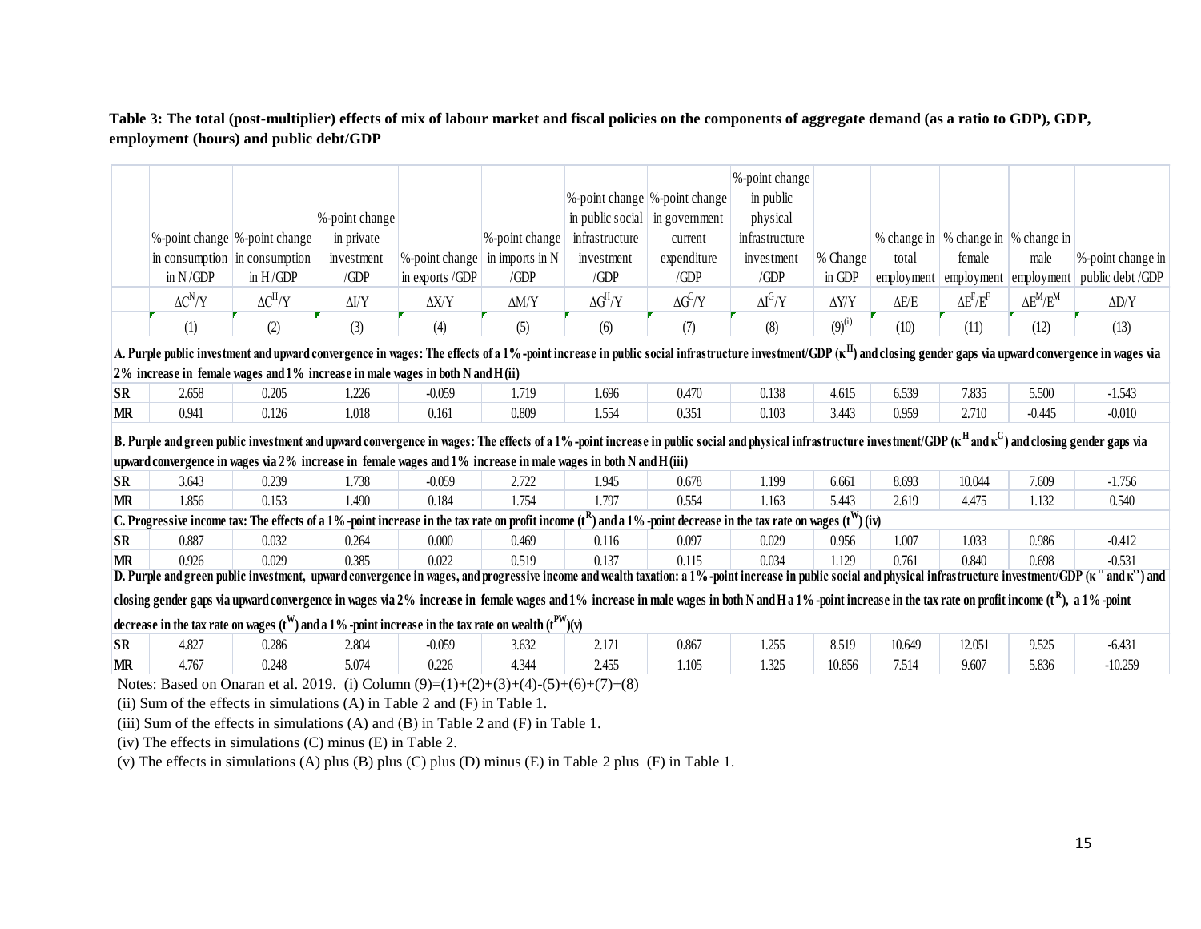**Table 3: The total (post-multiplier) effects of mix of labour market and fiscal policies on the components of aggregate demand (as a ratio to GDP), GDP, employment (hours) and public debt/GDP**

| | %-point change in consumption in N /GDP | %-point change in consumption in H /GDP | %-point change in private investment /GDP | %-point change in exports /GDP | %-point change in imports in N /GDP | %-point change in public social infrastructure investment /GDP | %-point change in government current expenditure /GDP | %-point change in public physical infrastructure investment /GDP | % Change in GDP | % change in total employment | % change in female employment | % change in male employment | %-point change in public debt /GDP |
|---|---|---|---|---|---|---|---|---|---|---|---|---|---|
| | $\Delta C^N/Y$ | $\Delta C^H/Y$ | $\Delta I/Y$ | $\Delta X/Y$ | $\Delta M/Y$ | $\Delta G^H/Y$ | $\Delta G^C/Y$ | $\Delta I^G/Y$ | $\Delta Y/Y$ | $\Delta E/E$ | $\Delta E^F/E^F$ | $\Delta E^M/E^M$ | $\Delta D/Y$ |
| | (1) | (2) | (3) | (4) | (5) | (6) | (7) | (8) | (9)[(i)] | (10) | (11) | (12) | (13) |
| **A. Purple public investment and upward convergence in wages: The effects of a 1%-point increase in public social infrastructure investment/GDP ($\kappa^H$) and closing gender gaps via upward convergence in wages via 2% increase in female wages and 1% increase in male wages in both N and H (ii)** | | | | | | | | | | | | | |
| **SR** | 2.658 | 0.205 | 1.226 | -0.059 | 1.719 | 1.696 | 0.470 | 0.138 | 4.615 | 6.539 | 7.835 | 5.500 | -1.543 |
| **MR** | 0.941 | 0.126 | 1.018 | 0.161 | 0.809 | 1.554 | 0.351 | 0.103 | 3.443 | 0.959 | 2.710 | -0.445 | -0.010 |
| **B. Purple and green public investment and upward convergence in wages: The effects of a 1%-point increase in public social and physical infrastructure investment/GDP ($\kappa^H$ and $\kappa^G$) and closing gender gaps via upward convergence in wages via 2% increase in female wages and 1% increase in male wages in both N and H (iii)** | | | | | | | | | | | | | |
| **SR** | 3.643 | 0.239 | 1.738 | -0.059 | 2.722 | 1.945 | 0.678 | 1.199 | 6.661 | 8.693 | 10.044 | 7.609 | -1.756 |
| **MR** | 1.856 | 0.153 | 1.490 | 0.184 | 1.754 | 1.797 | 0.554 | 1.163 | 5.443 | 2.619 | 4.475 | 1.132 | 0.540 |
| **C. Progressive income tax: The effects of a 1%-point increase in the tax rate on profit income ($t^R$) and a 1%-point decrease in the tax rate on wages ($t^W$) (iv)** | | | | | | | | | | | | | |
| **SR** | 0.887 | 0.032 | 0.264 | 0.000 | 0.469 | 0.116 | 0.097 | 0.029 | 0.956 | 1.007 | 1.033 | 0.986 | -0.412 |
| **MR** | 0.926 | 0.029 | 0.385 | 0.022 | 0.519 | 0.137 | 0.115 | 0.034 | 1.129 | 0.761 | 0.840 | 0.698 | -0.531 |
| **D. Purple and green public investment, upward convergence in wages, and progressive income and wealth taxation: a 1%-point increase in public social and physical infrastructure investment/GDP ($\kappa^H$ and $\kappa^G$) and closing gender gaps via upward convergence in wages via 2% increase in female wages and 1% increase in male wages in both N and H a 1%-point increase in the tax rate on profit income ($t^R$), a 1%-point decrease in the tax rate on wages ($t^W$) and a 1%-point increase in the tax rate on wealth ($t^{PW}$)(v)** | | | | | | | | | | | | | |
| **SR** | 4.827 | 0.286 | 2.804 | -0.059 | 3.632 | 2.171 | 0.867 | 1.255 | 8.519 | 10.649 | 12.051 | 9.525 | -6.431 |
| **MR** | 4.767 | 0.248 | 5.074 | 0.226 | 4.344 | 2.455 | 1.105 | 1.325 | 10.856 | 7.514 | 9.607 | 5.836 | -10.259 |

Notes: Based on Onaran et al. 2019. (i) Column (9)=(1)+(2)+(3)+(4)-(5)+(6)+(7)+(8)

(ii) Sum of the effects in simulations (A) in Table 2 and (F) in Table 1.

(iii) Sum of the effects in simulations (A) and (B) in Table 2 and (F) in Table 1.

(iv) The effects in simulations (C) minus (E) in Table 2.

(v) The effects in simulations (A) plus (B) plus (C) plus (D) minus (E) in Table 2 plus (F) in Table 1.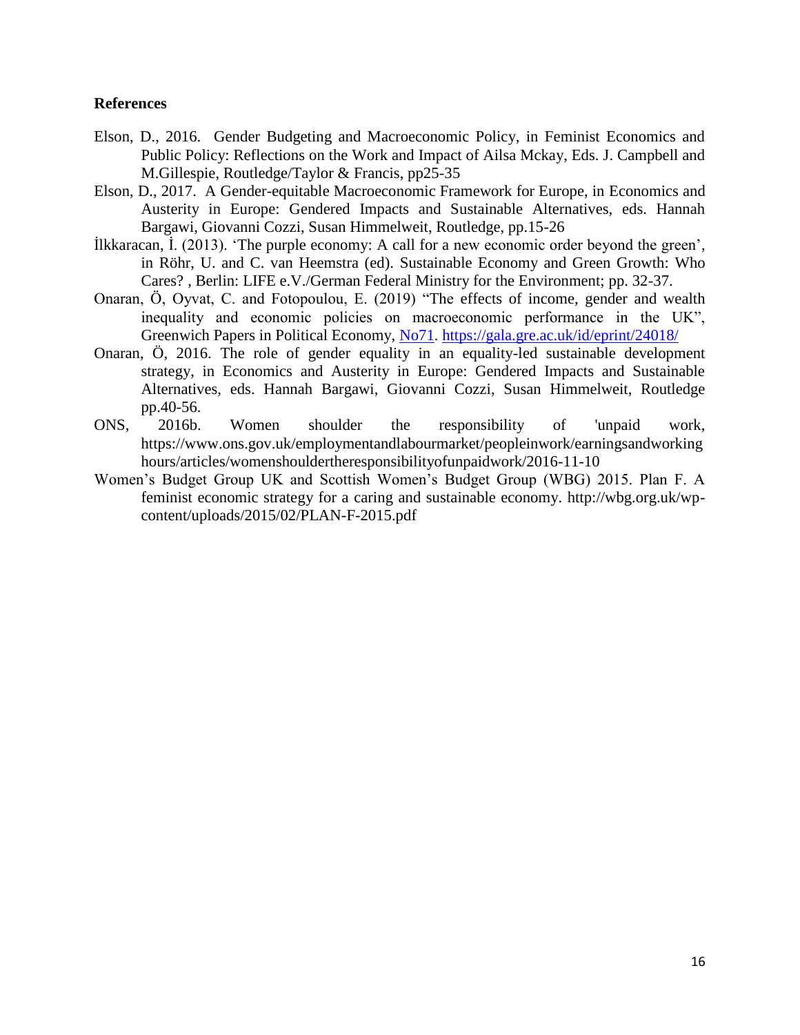**References**

Elson, D., 2016. Gender Budgeting and Macroeconomic Policy, in Feminist Economics and Public Policy: Reflections on the Work and Impact of Ailsa Mckay, Eds. J. Campbell and M.Gillespie, Routledge/Taylor & Francis, pp25-35

Elson, D., 2017. A Gender-equitable Macroeconomic Framework for Europe, in Economics and Austerity in Europe: Gendered Impacts and Sustainable Alternatives, eds. Hannah Bargawi, Giovanni Cozzi, Susan Himmelweit, Routledge, pp.15-26

İlkkaracan, İ. (2013). 'The purple economy: A call for a new economic order beyond the green', in Röhr, U. and C. van Heemstra (ed). Sustainable Economy and Green Growth: Who Cares? , Berlin: LIFE e.V./German Federal Ministry for the Environment; pp. 32-37.

Onaran, Ö, Oyvat, C. and Fotopoulou, E. (2019) "The effects of income, gender and wealth inequality and economic policies on macroeconomic performance in the UK", Greenwich Papers in Political Economy, No71. https://gala.gre.ac.uk/id/eprint/24018/

Onaran, Ö, 2016. The role of gender equality in an equality-led sustainable development strategy, in Economics and Austerity in Europe: Gendered Impacts and Sustainable Alternatives, eds. Hannah Bargawi, Giovanni Cozzi, Susan Himmelweit, Routledge pp.40-56.

ONS, 2016b. Women shoulder the responsibility of 'unpaid work, https://www.ons.gov.uk/employmentandlabourmarket/peopleinwork/earningsandworkinghours/articles/womenshouldertheresponsibilityofunpaidwork/2016-11-10

Women's Budget Group UK and Scottish Women's Budget Group (WBG) 2015. Plan F. A feminist economic strategy for a caring and sustainable economy. http://wbg.org.uk/wp-content/uploads/2015/02/PLAN-F-2015.pdf